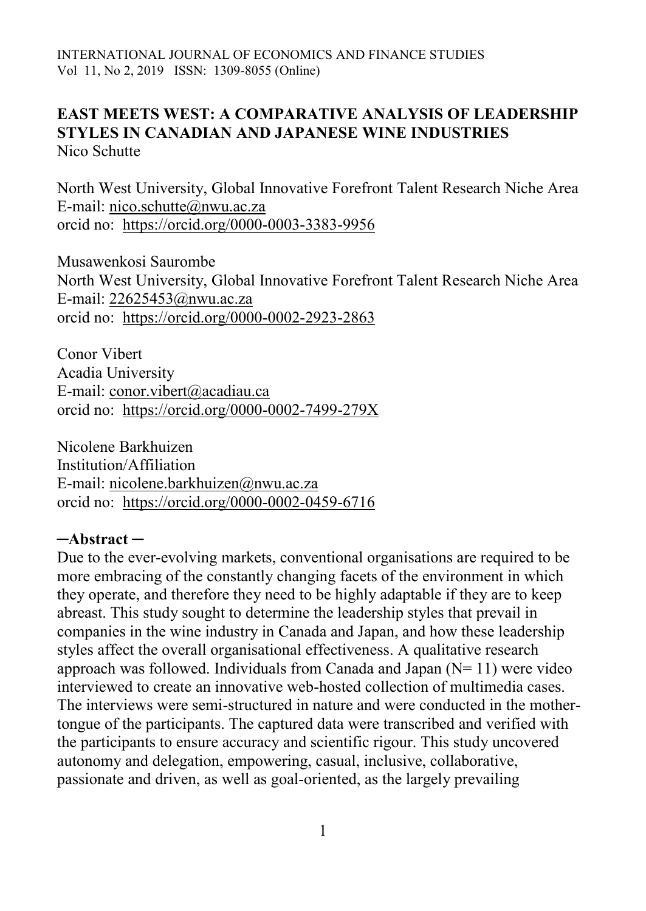# EAST MEETS WEST: A COMPARATIVE ANALYSIS OF LEADERSHIP STYLES IN CANADIAN AND JAPANESE WINE INDUSTRIES

Nico Schutte

North West University, Global Innovative Forefront Talent Research Niche Area
E-mail: nico.schutte@nwu.ac.za
orcid no: https://orcid.org/0000-0003-3383-9956

Musawenkosi Saurombe
North West University, Global Innovative Forefront Talent Research Niche Area
E-mail: 22625453@nwu.ac.za
orcid no: https://orcid.org/0000-0002-2923-2863

Conor Vibert
Acadia University
E-mail: conor.vibert@acadiau.ca
orcid no: https://orcid.org/0000-0002-7499-279X

Nicolene Barkhuizen
Institution/Affiliation
E-mail: nicolene.barkhuizen@nwu.ac.za
orcid no: https://orcid.org/0000-0002-0459-6716

## ─Abstract ─

Due to the ever-evolving markets, conventional organisations are required to be more embracing of the constantly changing facets of the environment in which they operate, and therefore they need to be highly adaptable if they are to keep abreast. This study sought to determine the leadership styles that prevail in companies in the wine industry in Canada and Japan, and how these leadership styles affect the overall organisational effectiveness. A qualitative research approach was followed. Individuals from Canada and Japan (N= 11) were video interviewed to create an innovative web-hosted collection of multimedia cases. The interviews were semi-structured in nature and were conducted in the mother-tongue of the participants. The captured data were transcribed and verified with the participants to ensure accuracy and scientific rigour. This study uncovered autonomy and delegation, empowering, casual, inclusive, collaborative, passionate and driven, as well as goal-oriented, as the largely prevailing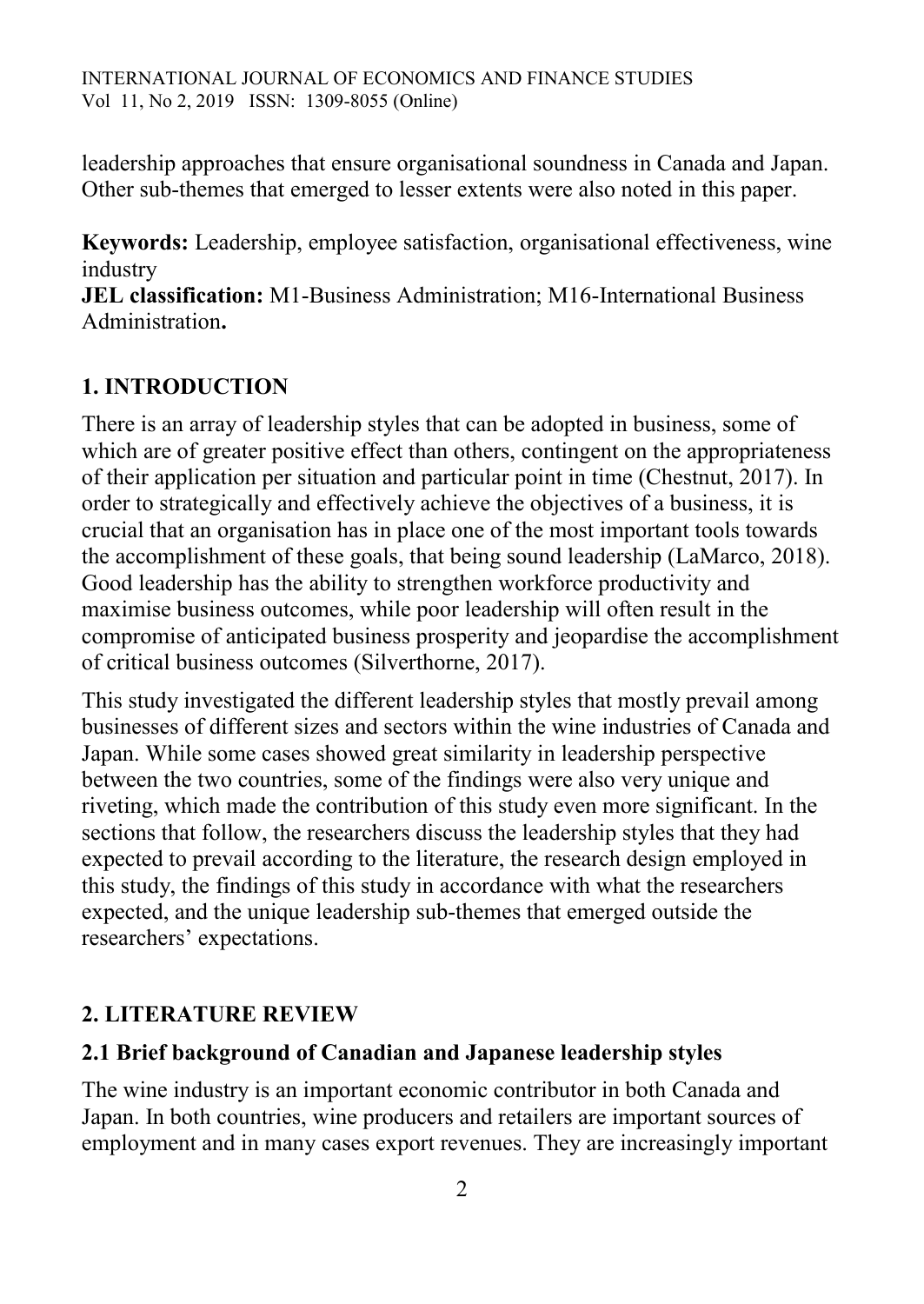leadership approaches that ensure organisational soundness in Canada and Japan. Other sub-themes that emerged to lesser extents were also noted in this paper.

**Keywords:** Leadership, employee satisfaction, organisational effectiveness, wine industry

**JEL classification:** M1-Business Administration; M16-International Business Administration**.**

## 1. INTRODUCTION

There is an array of leadership styles that can be adopted in business, some of which are of greater positive effect than others, contingent on the appropriateness of their application per situation and particular point in time (Chestnut, 2017). In order to strategically and effectively achieve the objectives of a business, it is crucial that an organisation has in place one of the most important tools towards the accomplishment of these goals, that being sound leadership (LaMarco, 2018). Good leadership has the ability to strengthen workforce productivity and maximise business outcomes, while poor leadership will often result in the compromise of anticipated business prosperity and jeopardise the accomplishment of critical business outcomes (Silverthorne, 2017).

This study investigated the different leadership styles that mostly prevail among businesses of different sizes and sectors within the wine industries of Canada and Japan. While some cases showed great similarity in leadership perspective between the two countries, some of the findings were also very unique and riveting, which made the contribution of this study even more significant. In the sections that follow, the researchers discuss the leadership styles that they had expected to prevail according to the literature, the research design employed in this study, the findings of this study in accordance with what the researchers expected, and the unique leadership sub-themes that emerged outside the researchers' expectations.

## 2. LITERATURE REVIEW

### 2.1 Brief background of Canadian and Japanese leadership styles

The wine industry is an important economic contributor in both Canada and Japan. In both countries, wine producers and retailers are important sources of employment and in many cases export revenues. They are increasingly important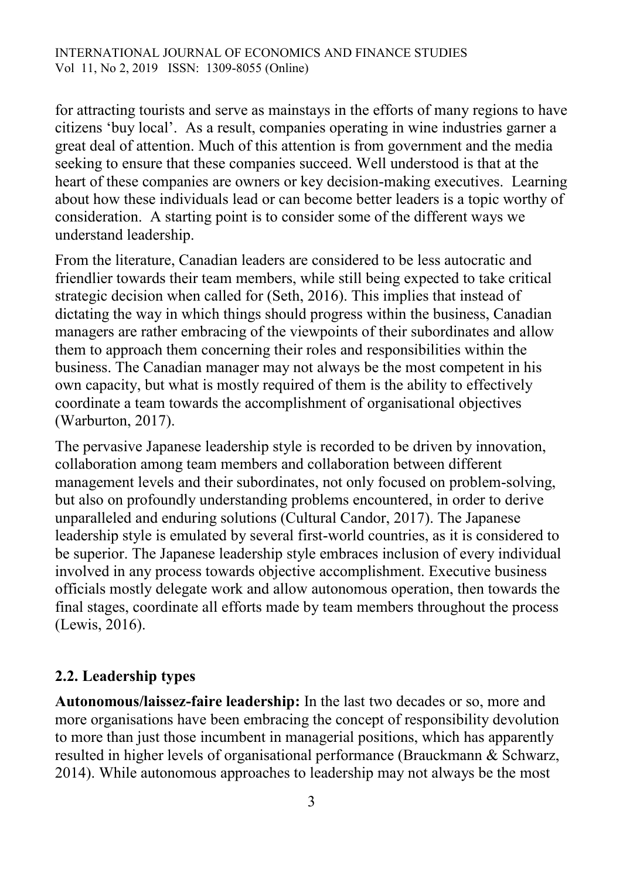for attracting tourists and serve as mainstays in the efforts of many regions to have citizens 'buy local'. As a result, companies operating in wine industries garner a great deal of attention. Much of this attention is from government and the media seeking to ensure that these companies succeed. Well understood is that at the heart of these companies are owners or key decision-making executives. Learning about how these individuals lead or can become better leaders is a topic worthy of consideration. A starting point is to consider some of the different ways we understand leadership.

From the literature, Canadian leaders are considered to be less autocratic and friendlier towards their team members, while still being expected to take critical strategic decision when called for (Seth, 2016). This implies that instead of dictating the way in which things should progress within the business, Canadian managers are rather embracing of the viewpoints of their subordinates and allow them to approach them concerning their roles and responsibilities within the business. The Canadian manager may not always be the most competent in his own capacity, but what is mostly required of them is the ability to effectively coordinate a team towards the accomplishment of organisational objectives (Warburton, 2017).

The pervasive Japanese leadership style is recorded to be driven by innovation, collaboration among team members and collaboration between different management levels and their subordinates, not only focused on problem-solving, but also on profoundly understanding problems encountered, in order to derive unparalleled and enduring solutions (Cultural Candor, 2017). The Japanese leadership style is emulated by several first-world countries, as it is considered to be superior. The Japanese leadership style embraces inclusion of every individual involved in any process towards objective accomplishment. Executive business officials mostly delegate work and allow autonomous operation, then towards the final stages, coordinate all efforts made by team members throughout the process (Lewis, 2016).

### 2.2. Leadership types

**Autonomous/laissez-faire leadership:** In the last two decades or so, more and more organisations have been embracing the concept of responsibility devolution to more than just those incumbent in managerial positions, which has apparently resulted in higher levels of organisational performance (Brauckmann & Schwarz, 2014). While autonomous approaches to leadership may not always be the most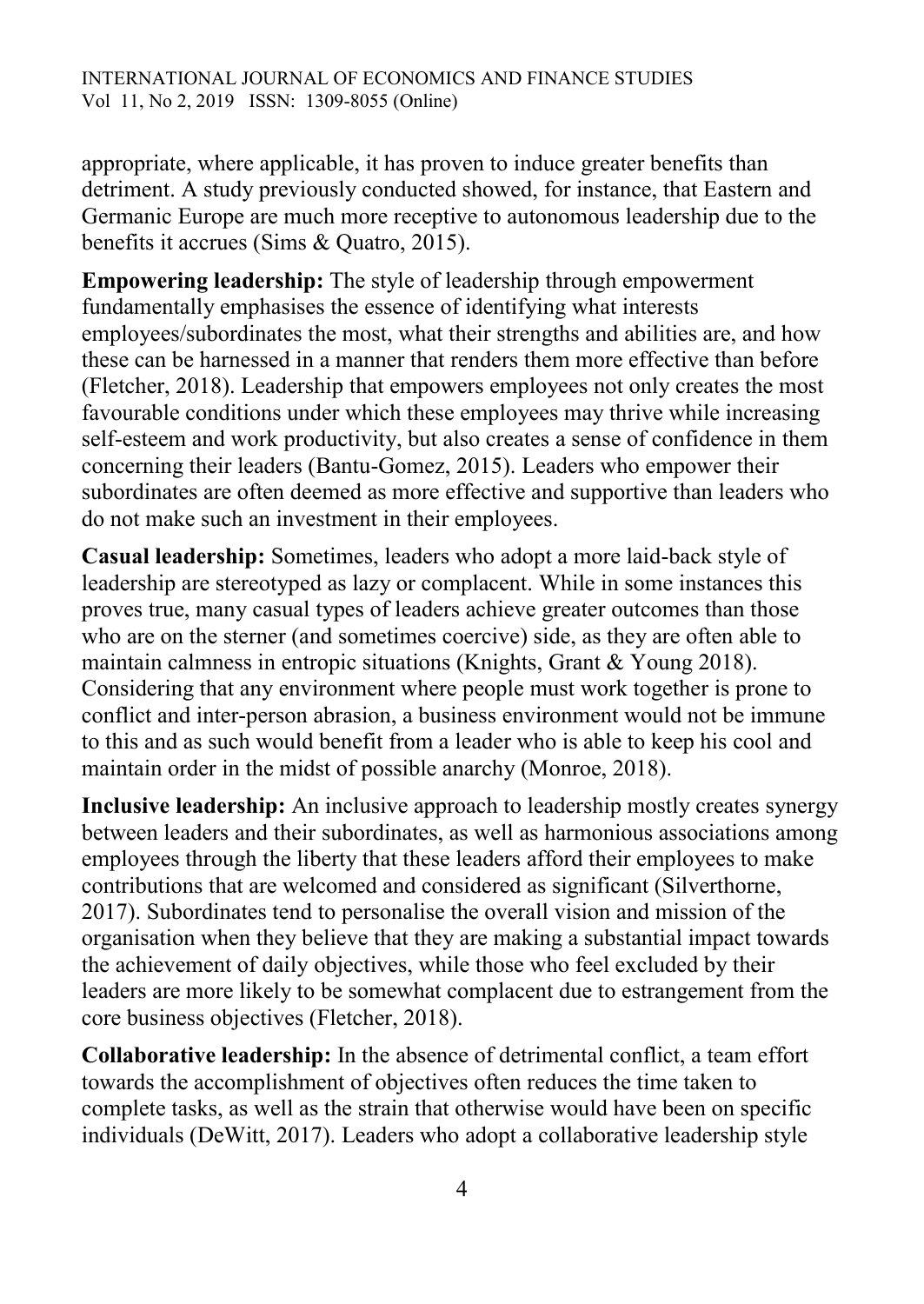appropriate, where applicable, it has proven to induce greater benefits than detriment. A study previously conducted showed, for instance, that Eastern and Germanic Europe are much more receptive to autonomous leadership due to the benefits it accrues (Sims & Quatro, 2015).

**Empowering leadership:** The style of leadership through empowerment fundamentally emphasises the essence of identifying what interests employees/subordinates the most, what their strengths and abilities are, and how these can be harnessed in a manner that renders them more effective than before (Fletcher, 2018). Leadership that empowers employees not only creates the most favourable conditions under which these employees may thrive while increasing self-esteem and work productivity, but also creates a sense of confidence in them concerning their leaders (Bantu-Gomez, 2015). Leaders who empower their subordinates are often deemed as more effective and supportive than leaders who do not make such an investment in their employees.

**Casual leadership:** Sometimes, leaders who adopt a more laid-back style of leadership are stereotyped as lazy or complacent. While in some instances this proves true, many casual types of leaders achieve greater outcomes than those who are on the sterner (and sometimes coercive) side, as they are often able to maintain calmness in entropic situations (Knights, Grant & Young 2018). Considering that any environment where people must work together is prone to conflict and inter-person abrasion, a business environment would not be immune to this and as such would benefit from a leader who is able to keep his cool and maintain order in the midst of possible anarchy (Monroe, 2018).

**Inclusive leadership:** An inclusive approach to leadership mostly creates synergy between leaders and their subordinates, as well as harmonious associations among employees through the liberty that these leaders afford their employees to make contributions that are welcomed and considered as significant (Silverthorne, 2017). Subordinates tend to personalise the overall vision and mission of the organisation when they believe that they are making a substantial impact towards the achievement of daily objectives, while those who feel excluded by their leaders are more likely to be somewhat complacent due to estrangement from the core business objectives (Fletcher, 2018).

**Collaborative leadership:** In the absence of detrimental conflict, a team effort towards the accomplishment of objectives often reduces the time taken to complete tasks, as well as the strain that otherwise would have been on specific individuals (DeWitt, 2017). Leaders who adopt a collaborative leadership style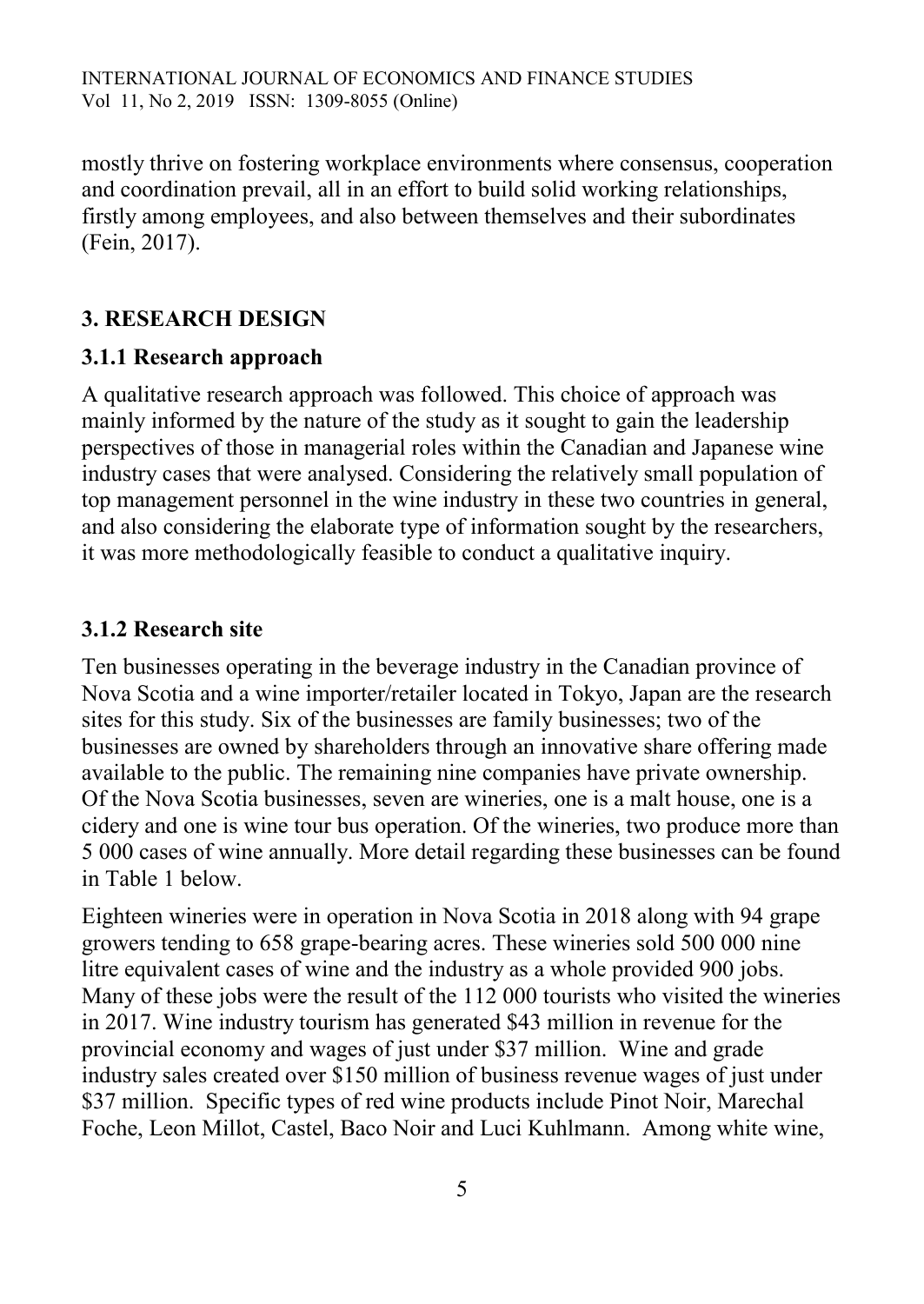mostly thrive on fostering workplace environments where consensus, cooperation and coordination prevail, all in an effort to build solid working relationships, firstly among employees, and also between themselves and their subordinates (Fein, 2017).

## 3. RESEARCH DESIGN

### 3.1.1 Research approach

A qualitative research approach was followed. This choice of approach was mainly informed by the nature of the study as it sought to gain the leadership perspectives of those in managerial roles within the Canadian and Japanese wine industry cases that were analysed. Considering the relatively small population of top management personnel in the wine industry in these two countries in general, and also considering the elaborate type of information sought by the researchers, it was more methodologically feasible to conduct a qualitative inquiry.

### 3.1.2 Research site

Ten businesses operating in the beverage industry in the Canadian province of Nova Scotia and a wine importer/retailer located in Tokyo, Japan are the research sites for this study. Six of the businesses are family businesses; two of the businesses are owned by shareholders through an innovative share offering made available to the public. The remaining nine companies have private ownership. Of the Nova Scotia businesses, seven are wineries, one is a malt house, one is a cidery and one is wine tour bus operation. Of the wineries, two produce more than 5 000 cases of wine annually. More detail regarding these businesses can be found in Table 1 below.

Eighteen wineries were in operation in Nova Scotia in 2018 along with 94 grape growers tending to 658 grape-bearing acres. These wineries sold 500 000 nine litre equivalent cases of wine and the industry as a whole provided 900 jobs. Many of these jobs were the result of the 112 000 tourists who visited the wineries in 2017. Wine industry tourism has generated \$43 million in revenue for the provincial economy and wages of just under \$37 million. Wine and grade industry sales created over \$150 million of business revenue wages of just under \$37 million. Specific types of red wine products include Pinot Noir, Marechal Foche, Leon Millot, Castel, Baco Noir and Luci Kuhlmann. Among white wine,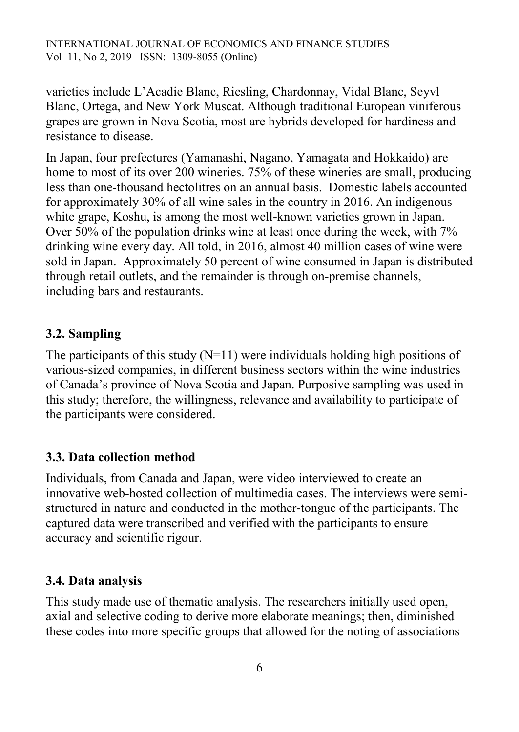varieties include L'Acadie Blanc, Riesling, Chardonnay, Vidal Blanc, Seyvl Blanc, Ortega, and New York Muscat. Although traditional European viniferous grapes are grown in Nova Scotia, most are hybrids developed for hardiness and resistance to disease.

In Japan, four prefectures (Yamanashi, Nagano, Yamagata and Hokkaido) are home to most of its over 200 wineries. 75% of these wineries are small, producing less than one-thousand hectolitres on an annual basis. Domestic labels accounted for approximately 30% of all wine sales in the country in 2016. An indigenous white grape, Koshu, is among the most well-known varieties grown in Japan. Over 50% of the population drinks wine at least once during the week, with 7% drinking wine every day. All told, in 2016, almost 40 million cases of wine were sold in Japan. Approximately 50 percent of wine consumed in Japan is distributed through retail outlets, and the remainder is through on-premise channels, including bars and restaurants.

### 3.2. Sampling

The participants of this study (N=11) were individuals holding high positions of various-sized companies, in different business sectors within the wine industries of Canada's province of Nova Scotia and Japan. Purposive sampling was used in this study; therefore, the willingness, relevance and availability to participate of the participants were considered.

### 3.3. Data collection method

Individuals, from Canada and Japan, were video interviewed to create an innovative web-hosted collection of multimedia cases. The interviews were semi-structured in nature and conducted in the mother-tongue of the participants. The captured data were transcribed and verified with the participants to ensure accuracy and scientific rigour.

### 3.4. Data analysis

This study made use of thematic analysis. The researchers initially used open, axial and selective coding to derive more elaborate meanings; then, diminished these codes into more specific groups that allowed for the noting of associations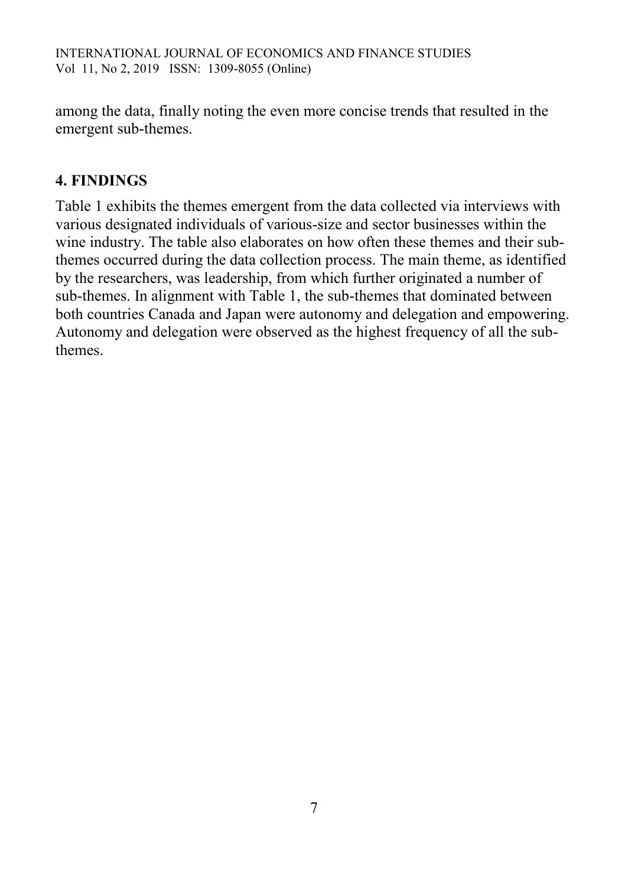among the data, finally noting the even more concise trends that resulted in the emergent sub-themes.

## 4. FINDINGS

Table 1 exhibits the themes emergent from the data collected via interviews with various designated individuals of various-size and sector businesses within the wine industry. The table also elaborates on how often these themes and their sub-themes occurred during the data collection process. The main theme, as identified by the researchers, was leadership, from which further originated a number of sub-themes. In alignment with Table 1, the sub-themes that dominated between both countries Canada and Japan were autonomy and delegation and empowering. Autonomy and delegation were observed as the highest frequency of all the sub-themes.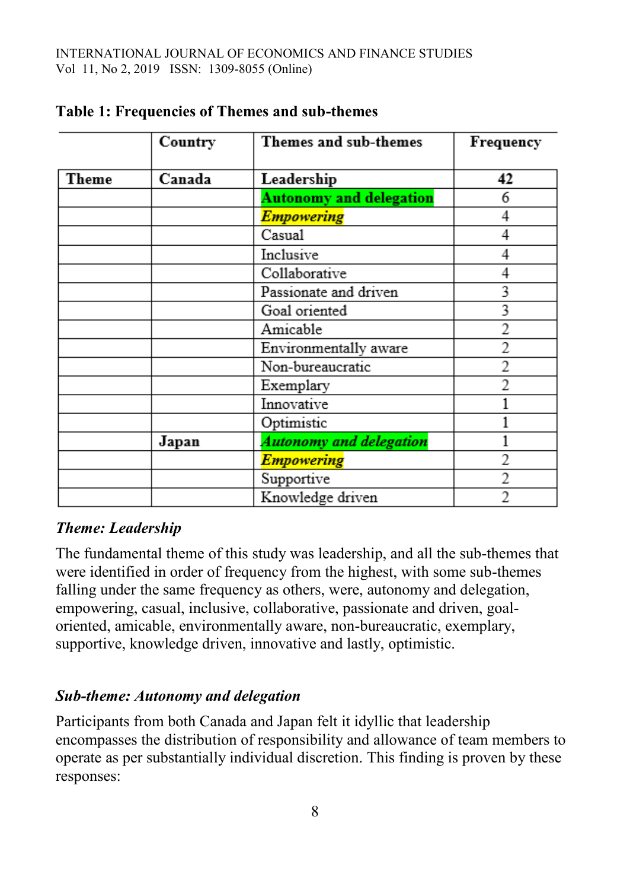**Table 1: Frequencies of Themes and sub-themes**

| | Country | Themes and sub-themes | Frequency |
|---|---|---|---|
| Theme | Canada | **Leadership** | **42** |
| | | **Autonomy and delegation** | 6 |
| | | ***Empowering*** | 4 |
| | | Casual | 4 |
| | | Inclusive | 4 |
| | | Collaborative | 4 |
| | | Passionate and driven | 3 |
| | | Goal oriented | 3 |
| | | Amicable | 2 |
| | | Environmentally aware | 2 |
| | | Non-bureaucratic | 2 |
| | | Exemplary | 2 |
| | | Innovative | 1 |
| | | Optimistic | 1 |
| | Japan | ***Autonomy and delegation*** | 1 |
| | | ***Empowering*** | 2 |
| | | Supportive | 2 |
| | | Knowledge driven | 2 |

***Theme: Leadership***

The fundamental theme of this study was leadership, and all the sub-themes that were identified in order of frequency from the highest, with some sub-themes falling under the same frequency as others, were, autonomy and delegation, empowering, casual, inclusive, collaborative, passionate and driven, goal-oriented, amicable, environmentally aware, non-bureaucratic, exemplary, supportive, knowledge driven, innovative and lastly, optimistic.

***Sub-theme: Autonomy and delegation***

Participants from both Canada and Japan felt it idyllic that leadership encompasses the distribution of responsibility and allowance of team members to operate as per substantially individual discretion. This finding is proven by these responses: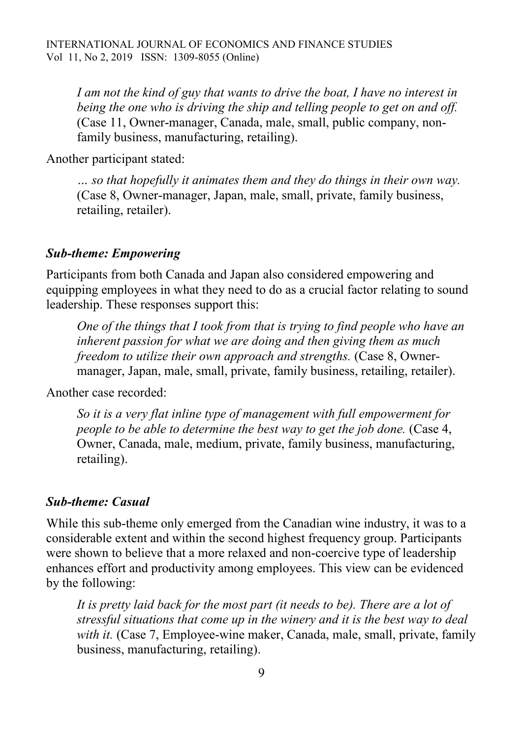> *I am not the kind of guy that wants to drive the boat, I have no interest in being the one who is driving the ship and telling people to get on and off.* (Case 11, Owner-manager, Canada, male, small, public company, non-family business, manufacturing, retailing).

Another participant stated:

> *... so that hopefully it animates them and they do things in their own way.* (Case 8, Owner-manager, Japan, male, small, private, family business, retailing, retailer).

### *Sub-theme: Empowering*

Participants from both Canada and Japan also considered empowering and equipping employees in what they need to do as a crucial factor relating to sound leadership. These responses support this:

> *One of the things that I took from that is trying to find people who have an inherent passion for what we are doing and then giving them as much freedom to utilize their own approach and strengths.* (Case 8, Owner-manager, Japan, male, small, private, family business, retailing, retailer).

Another case recorded:

> *So it is a very flat inline type of management with full empowerment for people to be able to determine the best way to get the job done.* (Case 4, Owner, Canada, male, medium, private, family business, manufacturing, retailing).

### *Sub-theme: Casual*

While this sub-theme only emerged from the Canadian wine industry, it was to a considerable extent and within the second highest frequency group. Participants were shown to believe that a more relaxed and non-coercive type of leadership enhances effort and productivity among employees. This view can be evidenced by the following:

> *It is pretty laid back for the most part (it needs to be). There are a lot of stressful situations that come up in the winery and it is the best way to deal with it.* (Case 7, Employee-wine maker, Canada, male, small, private, family business, manufacturing, retailing).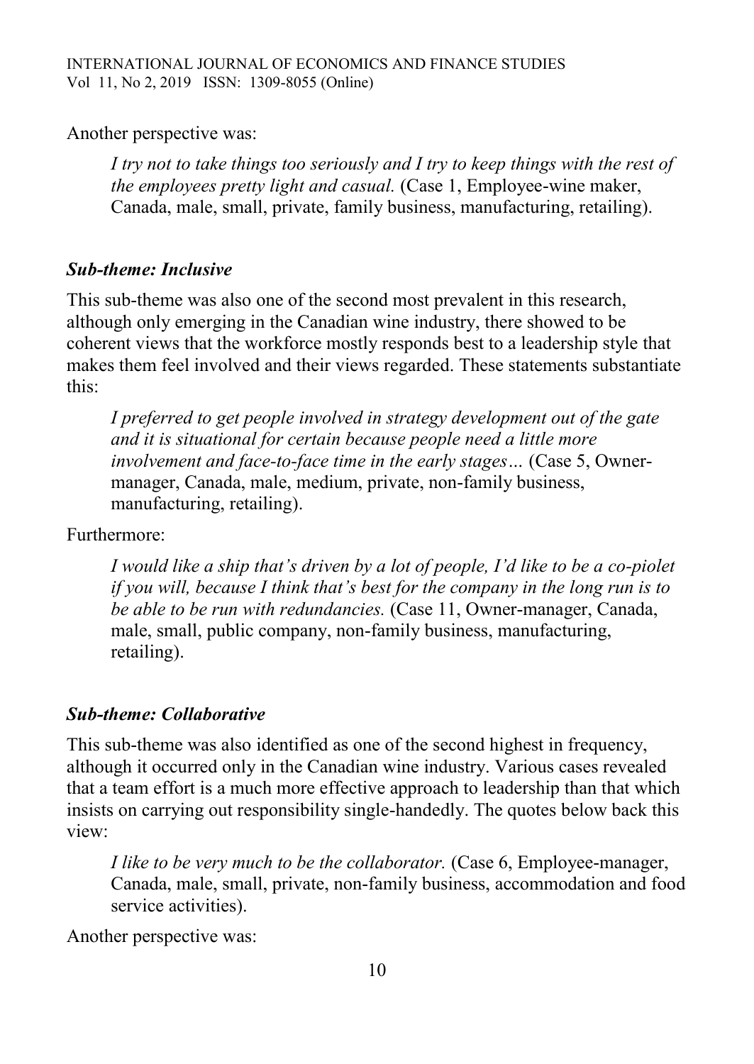Another perspective was:

> *I try not to take things too seriously and I try to keep things with the rest of the employees pretty light and casual.* (Case 1, Employee-wine maker, Canada, male, small, private, family business, manufacturing, retailing).

### *Sub-theme: Inclusive*

This sub-theme was also one of the second most prevalent in this research, although only emerging in the Canadian wine industry, there showed to be coherent views that the workforce mostly responds best to a leadership style that makes them feel involved and their views regarded. These statements substantiate this:

> *I preferred to get people involved in strategy development out of the gate and it is situational for certain because people need a little more involvement and face-to-face time in the early stages…* (Case 5, Owner-manager, Canada, male, medium, private, non-family business, manufacturing, retailing).

Furthermore:

> *I would like a ship that's driven by a lot of people, I'd like to be a co-piolet if you will, because I think that's best for the company in the long run is to be able to be run with redundancies.* (Case 11, Owner-manager, Canada, male, small, public company, non-family business, manufacturing, retailing).

### *Sub-theme: Collaborative*

This sub-theme was also identified as one of the second highest in frequency, although it occurred only in the Canadian wine industry. Various cases revealed that a team effort is a much more effective approach to leadership than that which insists on carrying out responsibility single-handedly. The quotes below back this view:

> *I like to be very much to be the collaborator.* (Case 6, Employee-manager, Canada, male, small, private, non-family business, accommodation and food service activities).

Another perspective was: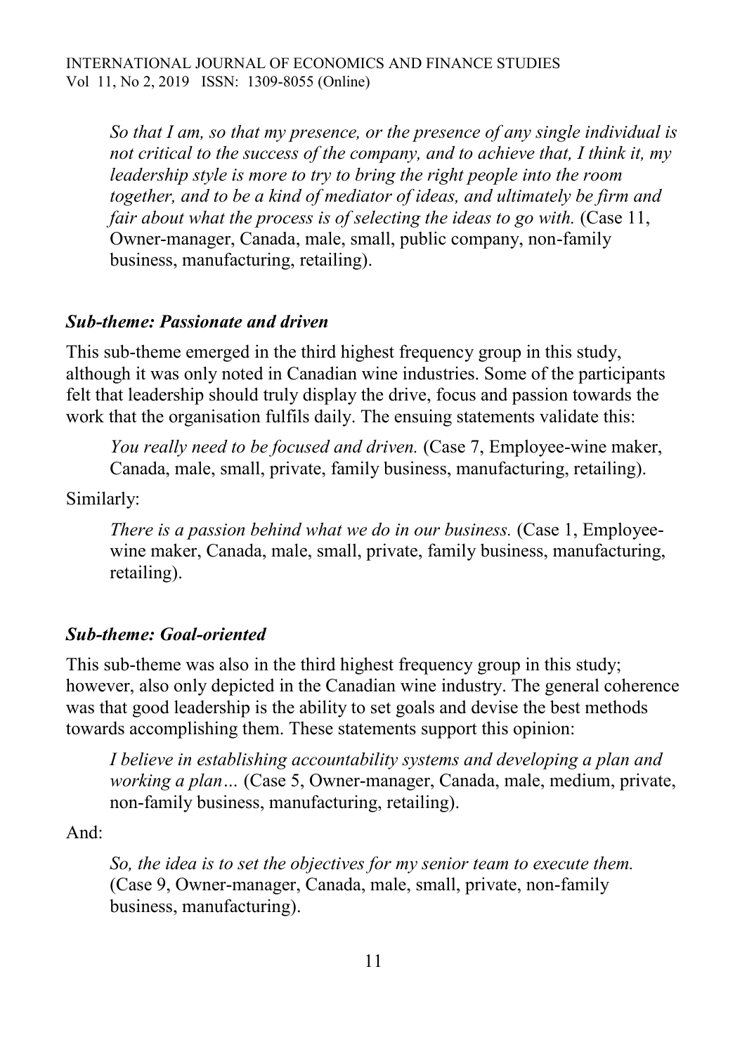*So that I am, so that my presence, or the presence of any single individual is not critical to the success of the company, and to achieve that, I think it, my leadership style is more to try to bring the right people into the room together, and to be a kind of mediator of ideas, and ultimately be firm and fair about what the process is of selecting the ideas to go with.* (Case 11, Owner-manager, Canada, male, small, public company, non-family business, manufacturing, retailing).

### *Sub-theme: Passionate and driven*

This sub-theme emerged in the third highest frequency group in this study, although it was only noted in Canadian wine industries. Some of the participants felt that leadership should truly display the drive, focus and passion towards the work that the organisation fulfils daily. The ensuing statements validate this:

> *You really need to be focused and driven.* (Case 7, Employee-wine maker, Canada, male, small, private, family business, manufacturing, retailing).

Similarly:

> *There is a passion behind what we do in our business.* (Case 1, Employee-wine maker, Canada, male, small, private, family business, manufacturing, retailing).

### *Sub-theme: Goal-oriented*

This sub-theme was also in the third highest frequency group in this study; however, also only depicted in the Canadian wine industry. The general coherence was that good leadership is the ability to set goals and devise the best methods towards accomplishing them. These statements support this opinion:

> *I believe in establishing accountability systems and developing a plan and working a plan…* (Case 5, Owner-manager, Canada, male, medium, private, non-family business, manufacturing, retailing).

And:

> *So, the idea is to set the objectives for my senior team to execute them.* (Case 9, Owner-manager, Canada, male, small, private, non-family business, manufacturing).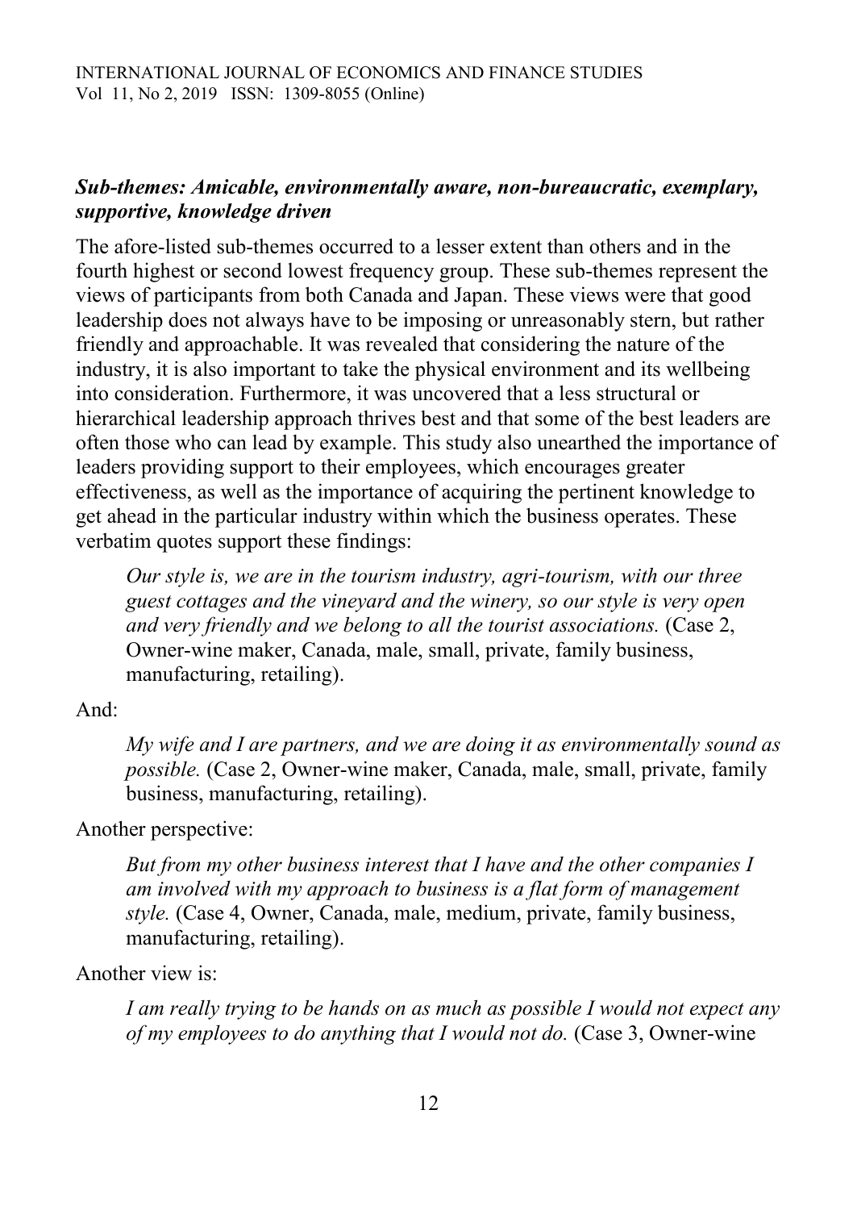### ***Sub-themes: Amicable, environmentally aware, non-bureaucratic, exemplary, supportive, knowledge driven***

The afore-listed sub-themes occurred to a lesser extent than others and in the fourth highest or second lowest frequency group. These sub-themes represent the views of participants from both Canada and Japan. These views were that good leadership does not always have to be imposing or unreasonably stern, but rather friendly and approachable. It was revealed that considering the nature of the industry, it is also important to take the physical environment and its wellbeing into consideration. Furthermore, it was uncovered that a less structural or hierarchical leadership approach thrives best and that some of the best leaders are often those who can lead by example. This study also unearthed the importance of leaders providing support to their employees, which encourages greater effectiveness, as well as the importance of acquiring the pertinent knowledge to get ahead in the particular industry within which the business operates. These verbatim quotes support these findings:

> *Our style is, we are in the tourism industry, agri-tourism, with our three guest cottages and the vineyard and the winery, so our style is very open and very friendly and we belong to all the tourist associations.* (Case 2, Owner-wine maker, Canada, male, small, private, family business, manufacturing, retailing).

And:

> *My wife and I are partners, and we are doing it as environmentally sound as possible.* (Case 2, Owner-wine maker, Canada, male, small, private, family business, manufacturing, retailing).

Another perspective:

> *But from my other business interest that I have and the other companies I am involved with my approach to business is a flat form of management style.* (Case 4, Owner, Canada, male, medium, private, family business, manufacturing, retailing).

Another view is:

> *I am really trying to be hands on as much as possible I would not expect any of my employees to do anything that I would not do.* (Case 3, Owner-wine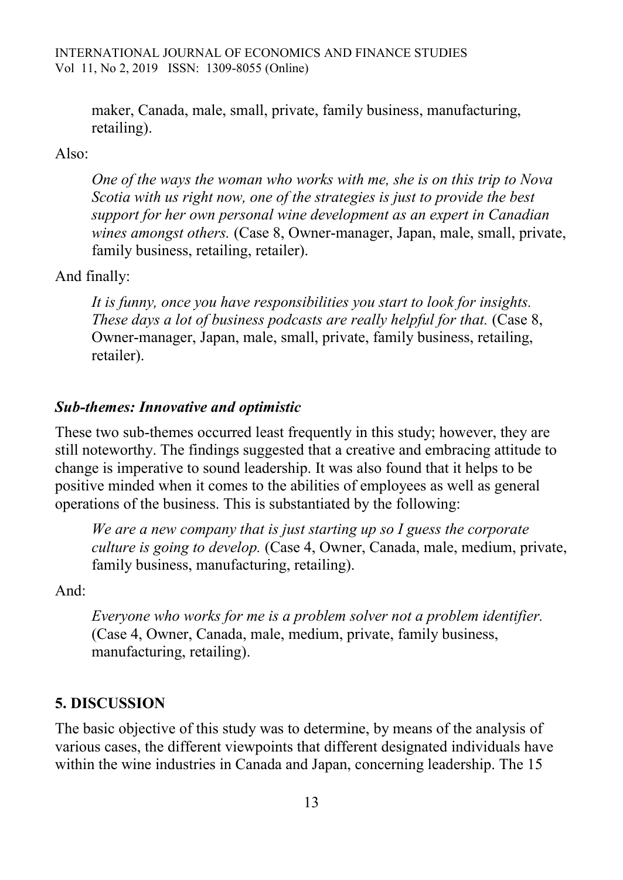maker, Canada, male, small, private, family business, manufacturing, retailing).

Also:

> *One of the ways the woman who works with me, she is on this trip to Nova Scotia with us right now, one of the strategies is just to provide the best support for her own personal wine development as an expert in Canadian wines amongst others.* (Case 8, Owner-manager, Japan, male, small, private, family business, retailing, retailer).

And finally:

> *It is funny, once you have responsibilities you start to look for insights. These days a lot of business podcasts are really helpful for that.* (Case 8, Owner-manager, Japan, male, small, private, family business, retailing, retailer).

### *Sub-themes: Innovative and optimistic*

These two sub-themes occurred least frequently in this study; however, they are still noteworthy. The findings suggested that a creative and embracing attitude to change is imperative to sound leadership. It was also found that it helps to be positive minded when it comes to the abilities of employees as well as general operations of the business. This is substantiated by the following:

> *We are a new company that is just starting up so I guess the corporate culture is going to develop.* (Case 4, Owner, Canada, male, medium, private, family business, manufacturing, retailing).

And:

> *Everyone who works for me is a problem solver not a problem identifier.* (Case 4, Owner, Canada, male, medium, private, family business, manufacturing, retailing).

## 5. DISCUSSION

The basic objective of this study was to determine, by means of the analysis of various cases, the different viewpoints that different designated individuals have within the wine industries in Canada and Japan, concerning leadership. The 15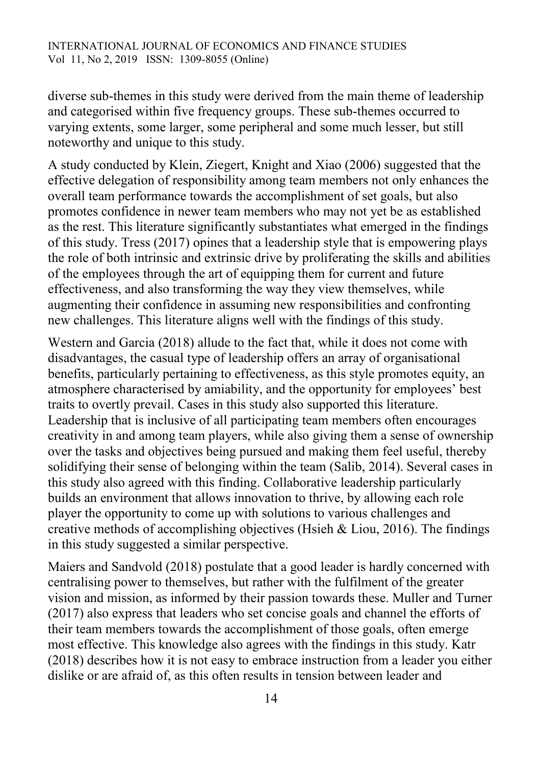diverse sub-themes in this study were derived from the main theme of leadership and categorised within five frequency groups. These sub-themes occurred to varying extents, some larger, some peripheral and some much lesser, but still noteworthy and unique to this study.

A study conducted by Klein, Ziegert, Knight and Xiao (2006) suggested that the effective delegation of responsibility among team members not only enhances the overall team performance towards the accomplishment of set goals, but also promotes confidence in newer team members who may not yet be as established as the rest. This literature significantly substantiates what emerged in the findings of this study. Tress (2017) opines that a leadership style that is empowering plays the role of both intrinsic and extrinsic drive by proliferating the skills and abilities of the employees through the art of equipping them for current and future effectiveness, and also transforming the way they view themselves, while augmenting their confidence in assuming new responsibilities and confronting new challenges. This literature aligns well with the findings of this study.

Western and Garcia (2018) allude to the fact that, while it does not come with disadvantages, the casual type of leadership offers an array of organisational benefits, particularly pertaining to effectiveness, as this style promotes equity, an atmosphere characterised by amiability, and the opportunity for employees' best traits to overtly prevail. Cases in this study also supported this literature. Leadership that is inclusive of all participating team members often encourages creativity in and among team players, while also giving them a sense of ownership over the tasks and objectives being pursued and making them feel useful, thereby solidifying their sense of belonging within the team (Salib, 2014). Several cases in this study also agreed with this finding. Collaborative leadership particularly builds an environment that allows innovation to thrive, by allowing each role player the opportunity to come up with solutions to various challenges and creative methods of accomplishing objectives (Hsieh & Liou, 2016). The findings in this study suggested a similar perspective.

Maiers and Sandvold (2018) postulate that a good leader is hardly concerned with centralising power to themselves, but rather with the fulfilment of the greater vision and mission, as informed by their passion towards these. Muller and Turner (2017) also express that leaders who set concise goals and channel the efforts of their team members towards the accomplishment of those goals, often emerge most effective. This knowledge also agrees with the findings in this study. Katr (2018) describes how it is not easy to embrace instruction from a leader you either dislike or are afraid of, as this often results in tension between leader and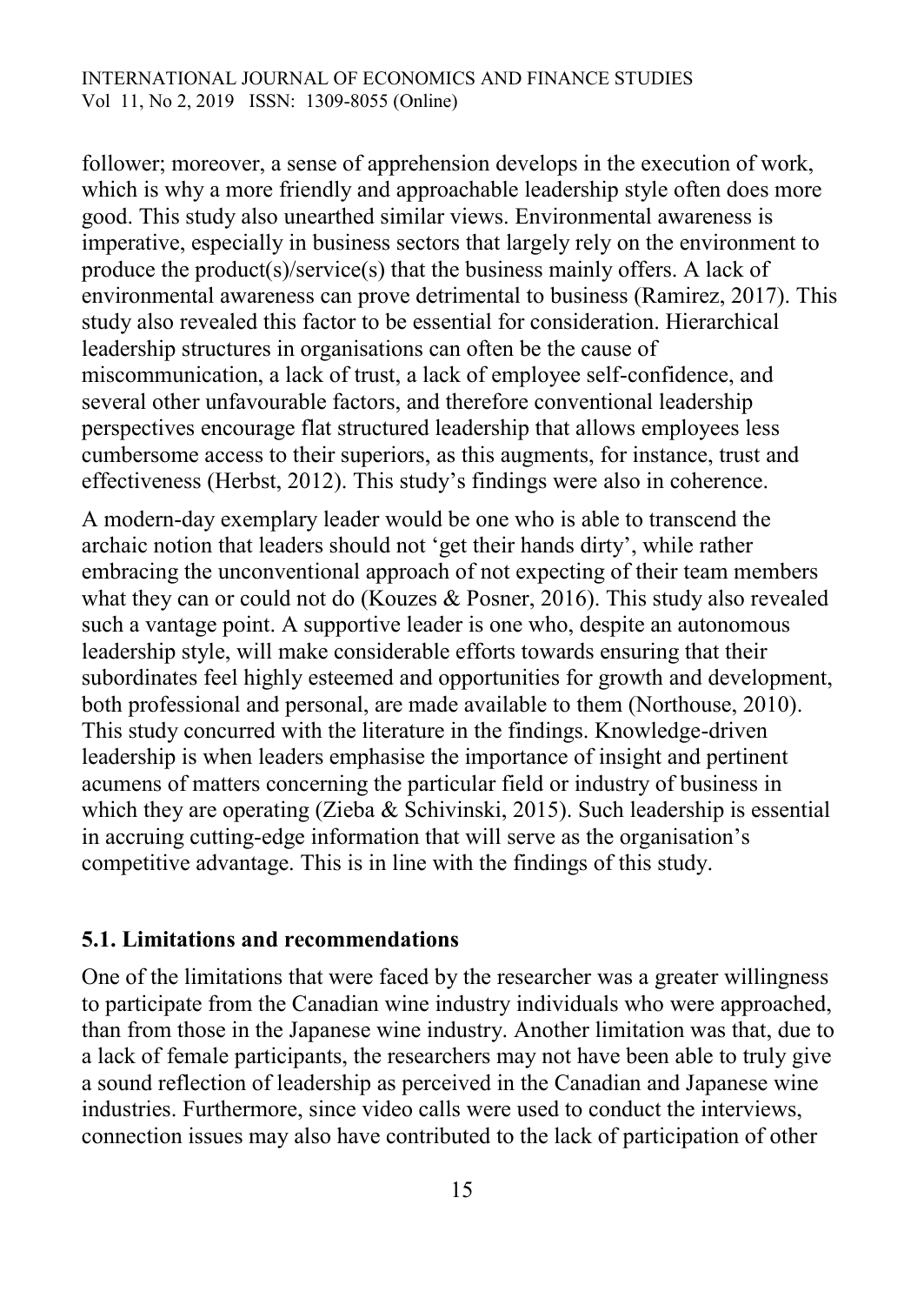follower; moreover, a sense of apprehension develops in the execution of work, which is why a more friendly and approachable leadership style often does more good. This study also unearthed similar views. Environmental awareness is imperative, especially in business sectors that largely rely on the environment to produce the product(s)/service(s) that the business mainly offers. A lack of environmental awareness can prove detrimental to business (Ramirez, 2017). This study also revealed this factor to be essential for consideration. Hierarchical leadership structures in organisations can often be the cause of miscommunication, a lack of trust, a lack of employee self-confidence, and several other unfavourable factors, and therefore conventional leadership perspectives encourage flat structured leadership that allows employees less cumbersome access to their superiors, as this augments, for instance, trust and effectiveness (Herbst, 2012). This study's findings were also in coherence.

A modern-day exemplary leader would be one who is able to transcend the archaic notion that leaders should not 'get their hands dirty', while rather embracing the unconventional approach of not expecting of their team members what they can or could not do (Kouzes & Posner, 2016). This study also revealed such a vantage point. A supportive leader is one who, despite an autonomous leadership style, will make considerable efforts towards ensuring that their subordinates feel highly esteemed and opportunities for growth and development, both professional and personal, are made available to them (Northouse, 2010). This study concurred with the literature in the findings. Knowledge-driven leadership is when leaders emphasise the importance of insight and pertinent acumens of matters concerning the particular field or industry of business in which they are operating (Zieba & Schivinski, 2015). Such leadership is essential in accruing cutting-edge information that will serve as the organisation's competitive advantage. This is in line with the findings of this study.

### 5.1. Limitations and recommendations

One of the limitations that were faced by the researcher was a greater willingness to participate from the Canadian wine industry individuals who were approached, than from those in the Japanese wine industry. Another limitation was that, due to a lack of female participants, the researchers may not have been able to truly give a sound reflection of leadership as perceived in the Canadian and Japanese wine industries. Furthermore, since video calls were used to conduct the interviews, connection issues may also have contributed to the lack of participation of other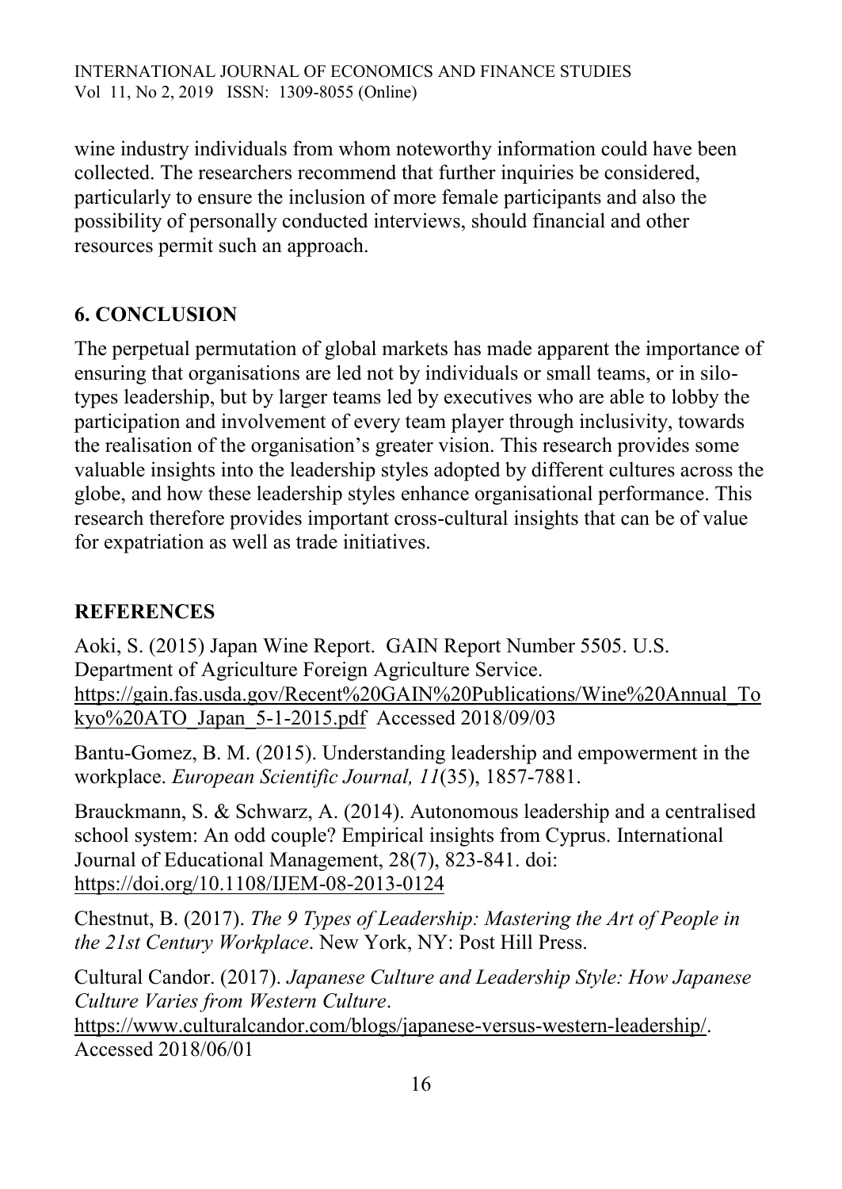wine industry individuals from whom noteworthy information could have been collected. The researchers recommend that further inquiries be considered, particularly to ensure the inclusion of more female participants and also the possibility of personally conducted interviews, should financial and other resources permit such an approach.

## 6. CONCLUSION

The perpetual permutation of global markets has made apparent the importance of ensuring that organisations are led not by individuals or small teams, or in silo-types leadership, but by larger teams led by executives who are able to lobby the participation and involvement of every team player through inclusivity, towards the realisation of the organisation's greater vision. This research provides some valuable insights into the leadership styles adopted by different cultures across the globe, and how these leadership styles enhance organisational performance. This research therefore provides important cross-cultural insights that can be of value for expatriation as well as trade initiatives.

## REFERENCES

Aoki, S. (2015) Japan Wine Report. GAIN Report Number 5505. U.S. Department of Agriculture Foreign Agriculture Service. https://gain.fas.usda.gov/Recent%20GAIN%20Publications/Wine%20Annual_Tokyo%20ATO_Japan_5-1-2015.pdf Accessed 2018/09/03

Bantu-Gomez, B. M. (2015). Understanding leadership and empowerment in the workplace. *European Scientific Journal, 11*(35), 1857-7881.

Brauckmann, S. & Schwarz, A. (2014). Autonomous leadership and a centralised school system: An odd couple? Empirical insights from Cyprus. International Journal of Educational Management, 28(7), 823-841. doi: https://doi.org/10.1108/IJEM-08-2013-0124

Chestnut, B. (2017). *The 9 Types of Leadership: Mastering the Art of People in the 21st Century Workplace*. New York, NY: Post Hill Press.

Cultural Candor. (2017). *Japanese Culture and Leadership Style: How Japanese Culture Varies from Western Culture*. https://www.culturalcandor.com/blogs/japanese-versus-western-leadership/. Accessed 2018/06/01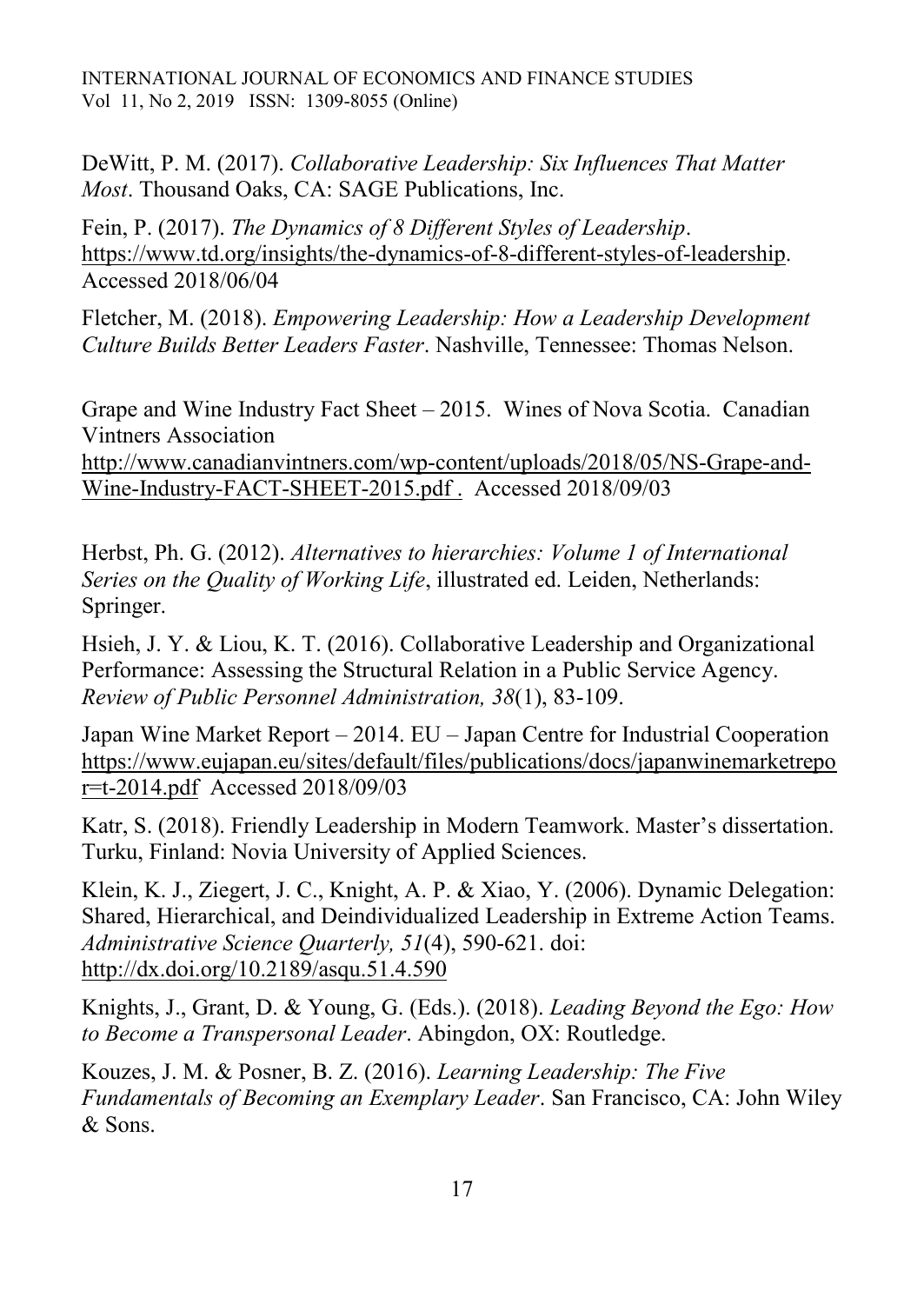DeWitt, P. M. (2017). *Collaborative Leadership: Six Influences That Matter Most*. Thousand Oaks, CA: SAGE Publications, Inc.

Fein, P. (2017). *The Dynamics of 8 Different Styles of Leadership*. https://www.td.org/insights/the-dynamics-of-8-different-styles-of-leadership. Accessed 2018/06/04

Fletcher, M. (2018). *Empowering Leadership: How a Leadership Development Culture Builds Better Leaders Faster*. Nashville, Tennessee: Thomas Nelson.

Grape and Wine Industry Fact Sheet – 2015. Wines of Nova Scotia. Canadian Vintners Association http://www.canadianvintners.com/wp-content/uploads/2018/05/NS-Grape-and-Wine-Industry-FACT-SHEET-2015.pdf . Accessed 2018/09/03

Herbst, Ph. G. (2012). *Alternatives to hierarchies: Volume 1 of International Series on the Quality of Working Life*, illustrated ed. Leiden, Netherlands: Springer.

Hsieh, J. Y. & Liou, K. T. (2016). Collaborative Leadership and Organizational Performance: Assessing the Structural Relation in a Public Service Agency. *Review of Public Personnel Administration, 38*(1), 83-109.

Japan Wine Market Report – 2014. EU – Japan Centre for Industrial Cooperation https://www.eujapan.eu/sites/default/files/publications/docs/japanwinemarketrepor=t-2014.pdf Accessed 2018/09/03

Katr, S. (2018). Friendly Leadership in Modern Teamwork. Master's dissertation. Turku, Finland: Novia University of Applied Sciences.

Klein, K. J., Ziegert, J. C., Knight, A. P. & Xiao, Y. (2006). Dynamic Delegation: Shared, Hierarchical, and Deindividualized Leadership in Extreme Action Teams. *Administrative Science Quarterly, 51*(4), 590-621. doi: http://dx.doi.org/10.2189/asqu.51.4.590

Knights, J., Grant, D. & Young, G. (Eds.). (2018). *Leading Beyond the Ego: How to Become a Transpersonal Leader*. Abingdon, OX: Routledge.

Kouzes, J. M. & Posner, B. Z. (2016). *Learning Leadership: The Five Fundamentals of Becoming an Exemplary Leader*. San Francisco, CA: John Wiley & Sons.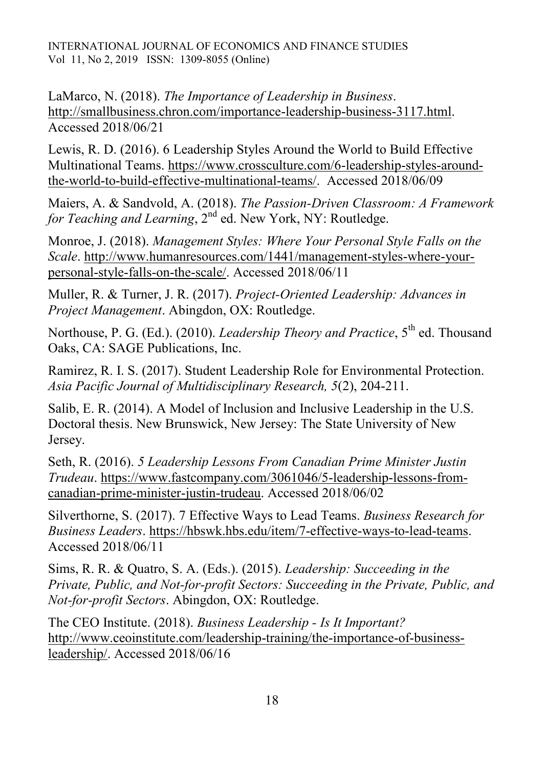LaMarco, N. (2018). *The Importance of Leadership in Business*. http://smallbusiness.chron.com/importance-leadership-business-3117.html. Accessed 2018/06/21

Lewis, R. D. (2016). 6 Leadership Styles Around the World to Build Effective Multinational Teams. https://www.crossculture.com/6-leadership-styles-around-the-world-to-build-effective-multinational-teams/. Accessed 2018/06/09

Maiers, A. & Sandvold, A. (2018). *The Passion-Driven Classroom: A Framework for Teaching and Learning*, 2nd ed. New York, NY: Routledge.

Monroe, J. (2018). *Management Styles: Where Your Personal Style Falls on the Scale*. http://www.humanresources.com/1441/management-styles-where-your-personal-style-falls-on-the-scale/. Accessed 2018/06/11

Muller, R. & Turner, J. R. (2017). *Project-Oriented Leadership: Advances in Project Management*. Abingdon, OX: Routledge.

Northouse, P. G. (Ed.). (2010). *Leadership Theory and Practice*, 5th ed. Thousand Oaks, CA: SAGE Publications, Inc.

Ramirez, R. I. S. (2017). Student Leadership Role for Environmental Protection. *Asia Pacific Journal of Multidisciplinary Research, 5*(2), 204-211.

Salib, E. R. (2014). A Model of Inclusion and Inclusive Leadership in the U.S. Doctoral thesis. New Brunswick, New Jersey: The State University of New Jersey.

Seth, R. (2016). *5 Leadership Lessons From Canadian Prime Minister Justin Trudeau*. https://www.fastcompany.com/3061046/5-leadership-lessons-from-canadian-prime-minister-justin-trudeau. Accessed 2018/06/02

Silverthorne, S. (2017). 7 Effective Ways to Lead Teams. *Business Research for Business Leaders*. https://hbswk.hbs.edu/item/7-effective-ways-to-lead-teams. Accessed 2018/06/11

Sims, R. R. & Quatro, S. A. (Eds.). (2015). *Leadership: Succeeding in the Private, Public, and Not-for-profit Sectors: Succeeding in the Private, Public, and Not-for-profit Sectors*. Abingdon, OX: Routledge.

The CEO Institute. (2018). *Business Leadership - Is It Important?* http://www.ceoinstitute.com/leadership-training/the-importance-of-business-leadership/. Accessed 2018/06/16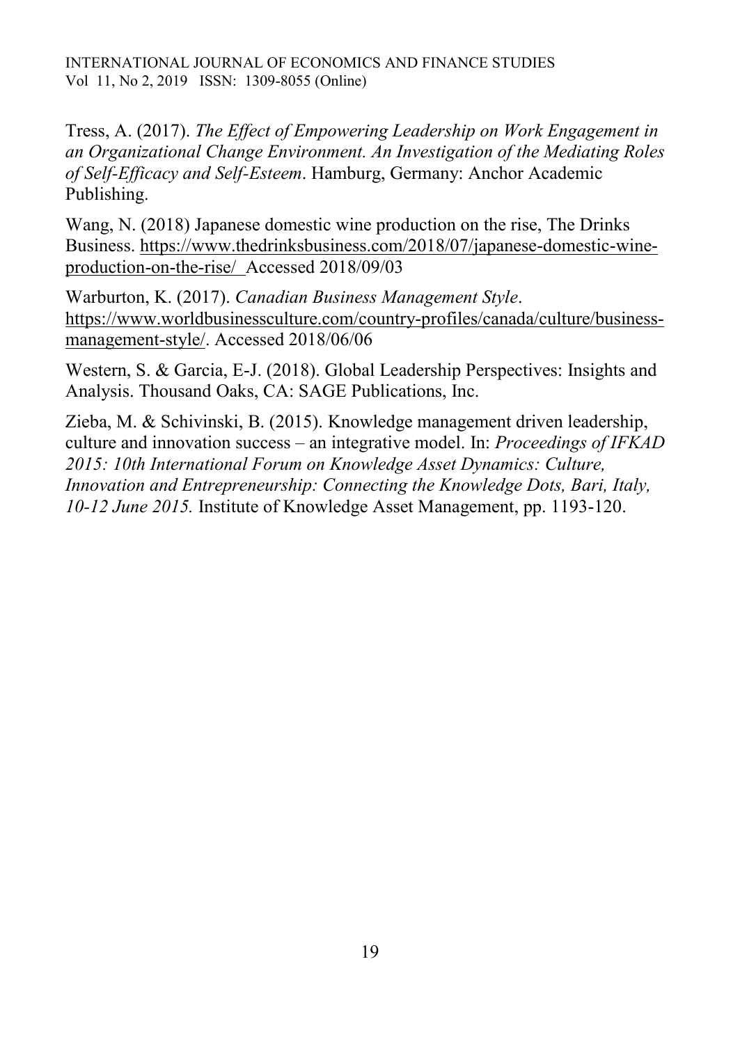Tress, A. (2017). *The Effect of Empowering Leadership on Work Engagement in an Organizational Change Environment. An Investigation of the Mediating Roles of Self-Efficacy and Self-Esteem*. Hamburg, Germany: Anchor Academic Publishing.

Wang, N. (2018) Japanese domestic wine production on the rise, The Drinks Business. https://www.thedrinksbusiness.com/2018/07/japanese-domestic-wine-production-on-the-rise/ Accessed 2018/09/03

Warburton, K. (2017). *Canadian Business Management Style*. https://www.worldbusinessculture.com/country-profiles/canada/culture/business-management-style/. Accessed 2018/06/06

Western, S. & Garcia, E-J. (2018). Global Leadership Perspectives: Insights and Analysis. Thousand Oaks, CA: SAGE Publications, Inc.

Zieba, M. & Schivinski, B. (2015). Knowledge management driven leadership, culture and innovation success – an integrative model. In: *Proceedings of IFKAD 2015: 10th International Forum on Knowledge Asset Dynamics: Culture, Innovation and Entrepreneurship: Connecting the Knowledge Dots, Bari, Italy, 10-12 June 2015.* Institute of Knowledge Asset Management, pp. 1193-120.